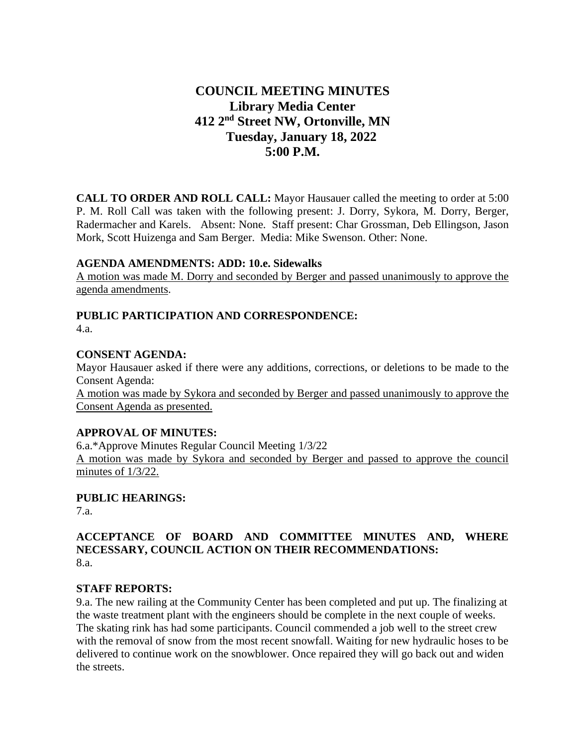# COUNCIL MEETING MINUTES
## Library Media Center
## 412 2nd Street NW, Ortonville, MN
## Tuesday, January 18, 2022
## 5:00 P.M.

**CALL TO ORDER AND ROLL CALL:** Mayor Hausauer called the meeting to order at 5:00 P. M. Roll Call was taken with the following present: J. Dorry, Sykora, M. Dorry, Berger, Radermacher and Karels. Absent: None. Staff present: Char Grossman, Deb Ellingson, Jason Mork, Scott Huizenga and Sam Berger. Media: Mike Swenson. Other: None.

**AGENDA AMENDMENTS: ADD: 10.e. Sidewalks**
A motion was made M. Dorry and seconded by Berger and passed unanimously to approve the agenda amendments.

**PUBLIC PARTICIPATION AND CORRESPONDENCE:**
4.a.

**CONSENT AGENDA:**
Mayor Hausauer asked if there were any additions, corrections, or deletions to be made to the Consent Agenda:
A motion was made by Sykora and seconded by Berger and passed unanimously to approve the Consent Agenda as presented.

**APPROVAL OF MINUTES:**
6.a.*Approve Minutes Regular Council Meeting 1/3/22
A motion was made by Sykora and seconded by Berger and passed to approve the council minutes of 1/3/22.

**PUBLIC HEARINGS:**
7.a.

**ACCEPTANCE OF BOARD AND COMMITTEE MINUTES AND, WHERE NECESSARY, COUNCIL ACTION ON THEIR RECOMMENDATIONS:**
8.a.

**STAFF REPORTS:**
9.a. The new railing at the Community Center has been completed and put up. The finalizing at the waste treatment plant with the engineers should be complete in the next couple of weeks. The skating rink has had some participants. Council commended a job well to the street crew with the removal of snow from the most recent snowfall. Waiting for new hydraulic hoses to be delivered to continue work on the snowblower. Once repaired they will go back out and widen the streets.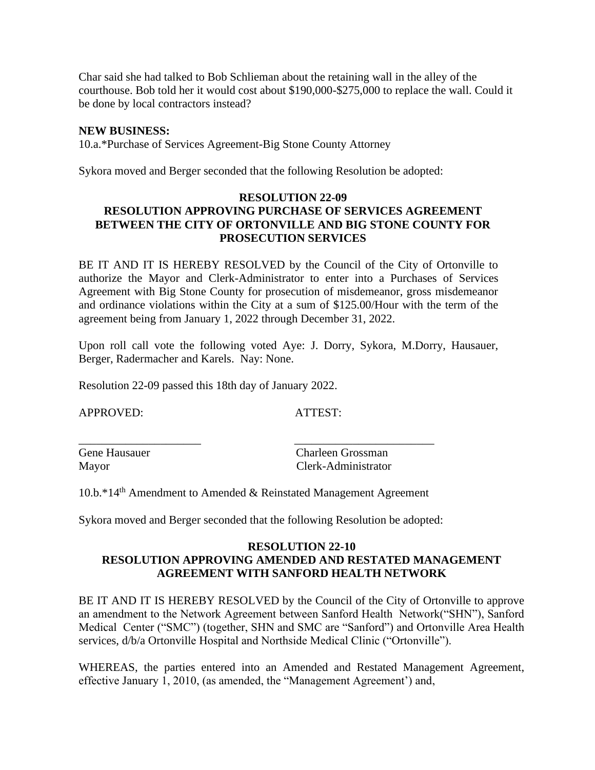Char said she had talked to Bob Schlieman about the retaining wall in the alley of the courthouse. Bob told her it would cost about $190,000-$275,000 to replace the wall. Could it be done by local contractors instead?

**NEW BUSINESS:**

10.a.*Purchase of Services Agreement-Big Stone County Attorney

Sykora moved and Berger seconded that the following Resolution be adopted:

**RESOLUTION 22-09**
**RESOLUTION APPROVING PURCHASE OF SERVICES AGREEMENT BETWEEN THE CITY OF ORTONVILLE AND BIG STONE COUNTY FOR PROSECUTION SERVICES**

BE IT AND IT IS HEREBY RESOLVED by the Council of the City of Ortonville to authorize the Mayor and Clerk-Administrator to enter into a Purchases of Services Agreement with Big Stone County for prosecution of misdemeanor, gross misdemeanor and ordinance violations within the City at a sum of $125.00/Hour with the term of the agreement being from January 1, 2022 through December 31, 2022.

Upon roll call vote the following voted Aye: J. Dorry, Sykora, M.Dorry, Hausauer, Berger, Radermacher and Karels. Nay: None.

Resolution 22-09 passed this 18th day of January 2022.

APPROVED: ATTEST:

\_\_\_\_\_\_\_\_\_\_\_\_\_\_\_\_\_\_\_\_ \_\_\_\_\_\_\_\_\_\_\_\_\_\_\_\_\_\_\_\_\_\_\_\_

Gene Hausauer Charleen Grossman
Mayor Clerk-Administrator

10.b.*14th Amendment to Amended & Reinstated Management Agreement

Sykora moved and Berger seconded that the following Resolution be adopted:

**RESOLUTION 22-10**
**RESOLUTION APPROVING AMENDED AND RESTATED MANAGEMENT AGREEMENT WITH SANFORD HEALTH NETWORK**

BE IT AND IT IS HEREBY RESOLVED by the Council of the City of Ortonville to approve an amendment to the Network Agreement between Sanford Health Network("SHN"), Sanford Medical Center ("SMC") (together, SHN and SMC are "Sanford") and Ortonville Area Health services, d/b/a Ortonville Hospital and Northside Medical Clinic ("Ortonville").

WHEREAS, the parties entered into an Amended and Restated Management Agreement, effective January 1, 2010, (as amended, the "Management Agreement') and,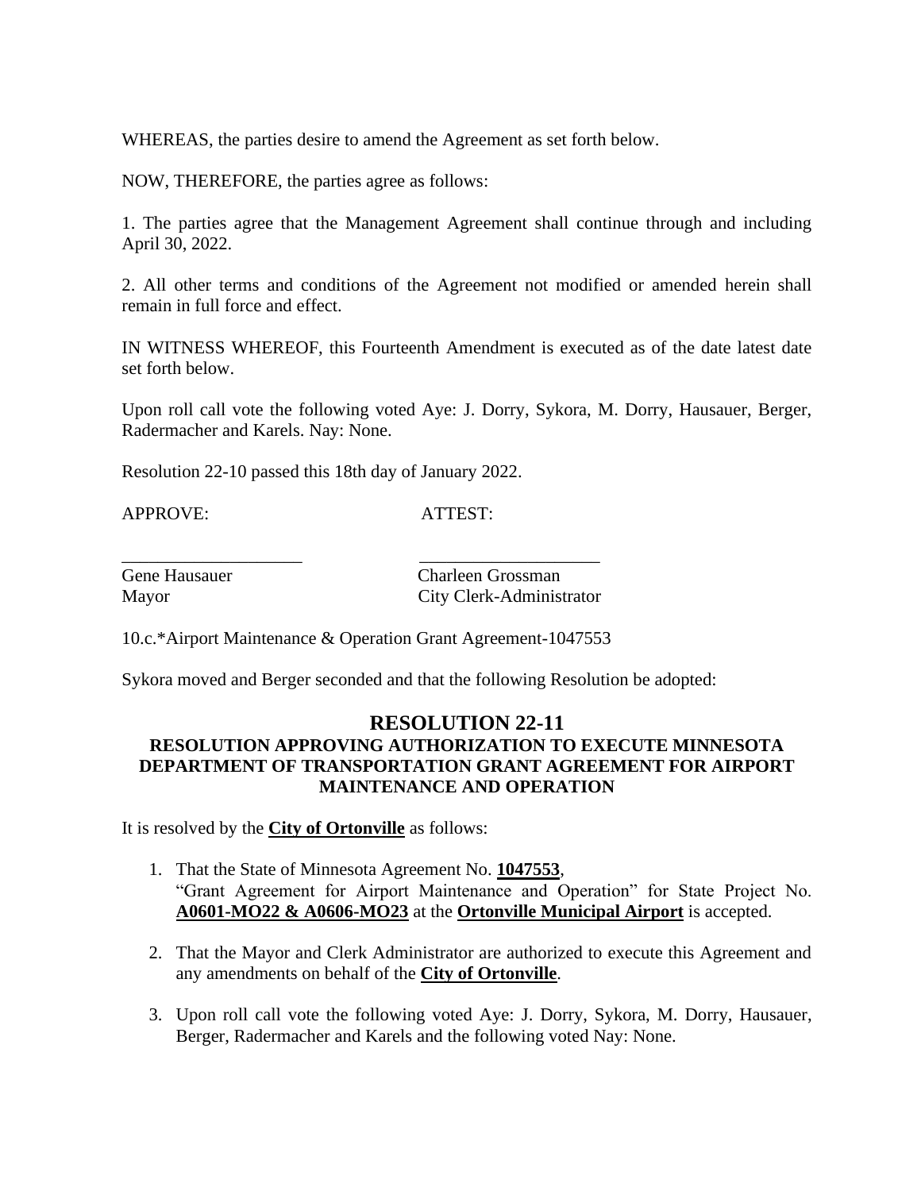WHEREAS, the parties desire to amend the Agreement as set forth below.

NOW, THEREFORE, the parties agree as follows:

1. The parties agree that the Management Agreement shall continue through and including April 30, 2022.

2. All other terms and conditions of the Agreement not modified or amended herein shall remain in full force and effect.

IN WITNESS WHEREOF, this Fourteenth Amendment is executed as of the date latest date set forth below.

Upon roll call vote the following voted Aye: J. Dorry, Sykora, M. Dorry, Hausauer, Berger, Radermacher and Karels. Nay: None.

Resolution 22-10 passed this 18th day of January 2022.

| APPROVE: | ATTEST: |
|---|---|
| ____________________ | ____________________ |
| Gene Hausauer | Charleen Grossman |
| Mayor | City Clerk-Administrator |

10.c.*Airport Maintenance & Operation Grant Agreement-1047553

Sykora moved and Berger seconded and that the following Resolution be adopted:

## RESOLUTION 22-11

### RESOLUTION APPROVING AUTHORIZATION TO EXECUTE MINNESOTA DEPARTMENT OF TRANSPORTATION GRANT AGREEMENT FOR AIRPORT MAINTENANCE AND OPERATION

It is resolved by the **City of Ortonville** as follows:

1. That the State of Minnesota Agreement No. **1047553**, "Grant Agreement for Airport Maintenance and Operation" for State Project No. **A0601-MO22 & A0606-MO23** at the **Ortonville Municipal Airport** is accepted.

2. That the Mayor and Clerk Administrator are authorized to execute this Agreement and any amendments on behalf of the **City of Ortonville**.

3. Upon roll call vote the following voted Aye: J. Dorry, Sykora, M. Dorry, Hausauer, Berger, Radermacher and Karels and the following voted Nay: None.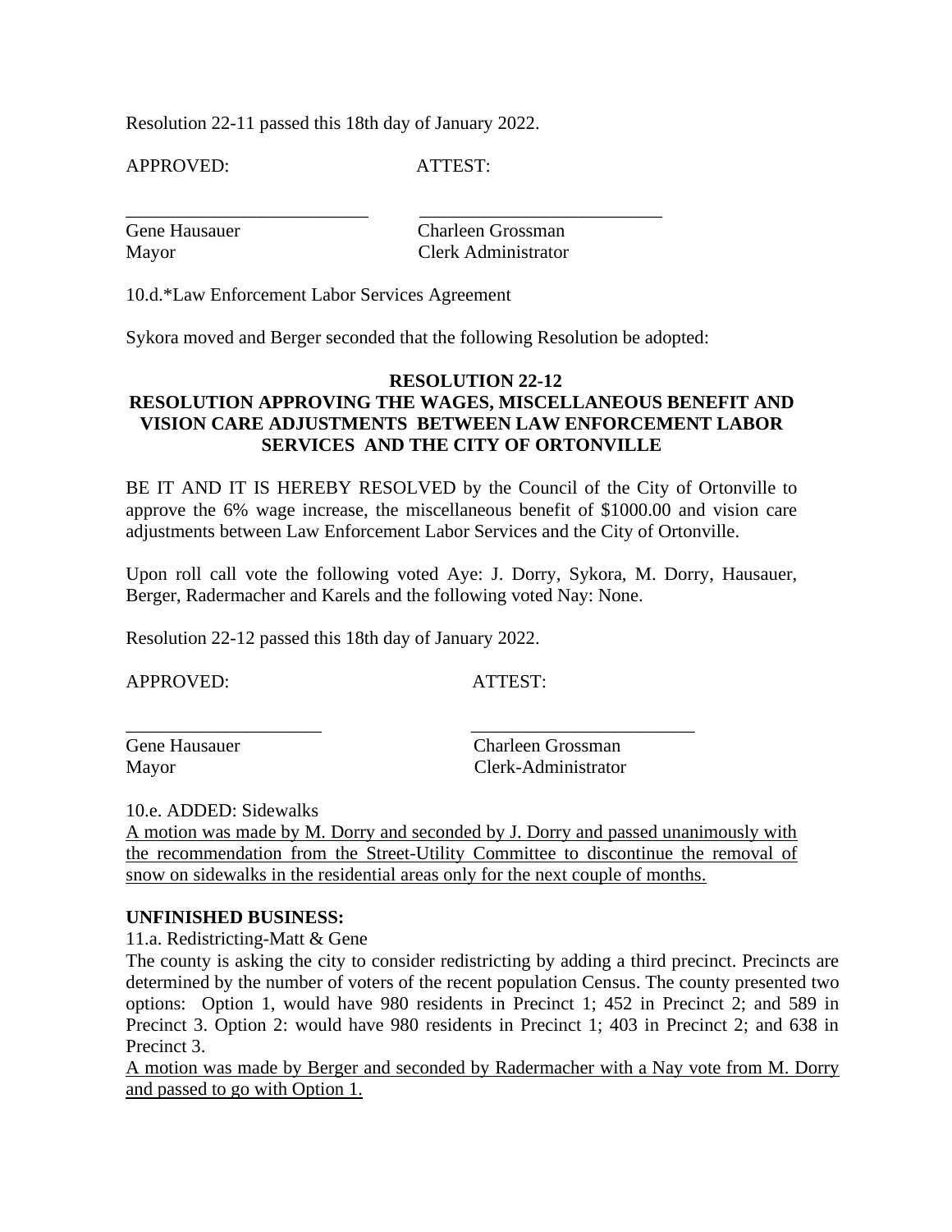Resolution 22-11 passed this 18th day of January 2022.

APPROVED: ATTEST:

\_\_\_\_\_\_\_\_\_\_\_\_\_\_\_\_\_\_\_\_\_\_\_\_\_\_ \_\_\_\_\_\_\_\_\_\_\_\_\_\_\_\_\_\_\_\_\_\_\_\_\_\_

Gene Hausauer Charleen Grossman
Mayor Clerk Administrator

10.d.*Law Enforcement Labor Services Agreement

Sykora moved and Berger seconded that the following Resolution be adopted:

**RESOLUTION 22-12**
**RESOLUTION APPROVING THE WAGES, MISCELLANEOUS BENEFIT AND VISION CARE ADJUSTMENTS BETWEEN LAW ENFORCEMENT LABOR SERVICES AND THE CITY OF ORTONVILLE**

BE IT AND IT IS HEREBY RESOLVED by the Council of the City of Ortonville to approve the 6% wage increase, the miscellaneous benefit of $1000.00 and vision care adjustments between Law Enforcement Labor Services and the City of Ortonville.

Upon roll call vote the following voted Aye: J. Dorry, Sykora, M. Dorry, Hausauer, Berger, Radermacher and Karels and the following voted Nay: None.

Resolution 22-12 passed this 18th day of January 2022.

APPROVED: ATTEST:

\_\_\_\_\_\_\_\_\_\_\_\_\_\_\_\_\_\_\_\_\_\_ \_\_\_\_\_\_\_\_\_\_\_\_\_\_\_\_\_\_\_\_\_\_\_\_\_

Gene Hausauer Charleen Grossman
Mayor Clerk-Administrator

10.e. ADDED: Sidewalks
<u>A motion was made by M. Dorry and seconded by J. Dorry and passed unanimously with the recommendation from the Street-Utility Committee to discontinue the removal of snow on sidewalks in the residential areas only for the next couple of months.</u>

**UNFINISHED BUSINESS:**
11.a. Redistricting-Matt & Gene
The county is asking the city to consider redistricting by adding a third precinct. Precincts are determined by the number of voters of the recent population Census. The county presented two options: Option 1, would have 980 residents in Precinct 1; 452 in Precinct 2; and 589 in Precinct 3. Option 2: would have 980 residents in Precinct 1; 403 in Precinct 2; and 638 in Precinct 3.
<u>A motion was made by Berger and seconded by Radermacher with a Nay vote from M. Dorry and passed to go with Option 1.</u>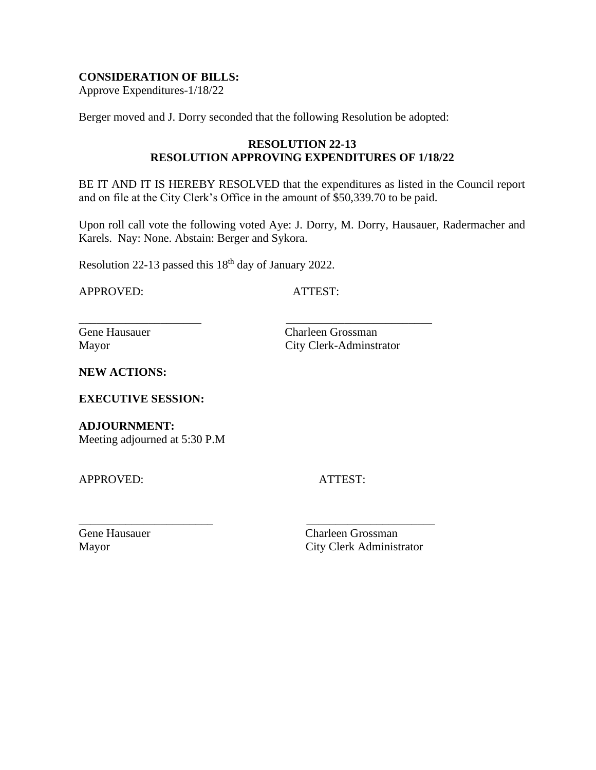**CONSIDERATION OF BILLS:**
Approve Expenditures-1/18/22

Berger moved and J. Dorry seconded that the following Resolution be adopted:

**RESOLUTION 22-13**
**RESOLUTION APPROVING EXPENDITURES OF 1/18/22**

BE IT AND IT IS HEREBY RESOLVED that the expenditures as listed in the Council report and on file at the City Clerk's Office in the amount of $50,339.70 to be paid.

Upon roll call vote the following voted Aye: J. Dorry, M. Dorry, Hausauer, Radermacher and Karels. Nay: None. Abstain: Berger and Sykora.

Resolution 22-13 passed this 18th day of January 2022.

APPROVED: ATTEST:

_____________________ _________________________
Gene Hausauer Charleen Grossman
Mayor City Clerk-Adminstrator

**NEW ACTIONS:**

**EXECUTIVE SESSION:**

**ADJOURNMENT:**
Meeting adjourned at 5:30 P.M

APPROVED: ATTEST:

_______________________ ______________________
Gene Hausauer Charleen Grossman
Mayor City Clerk Administrator